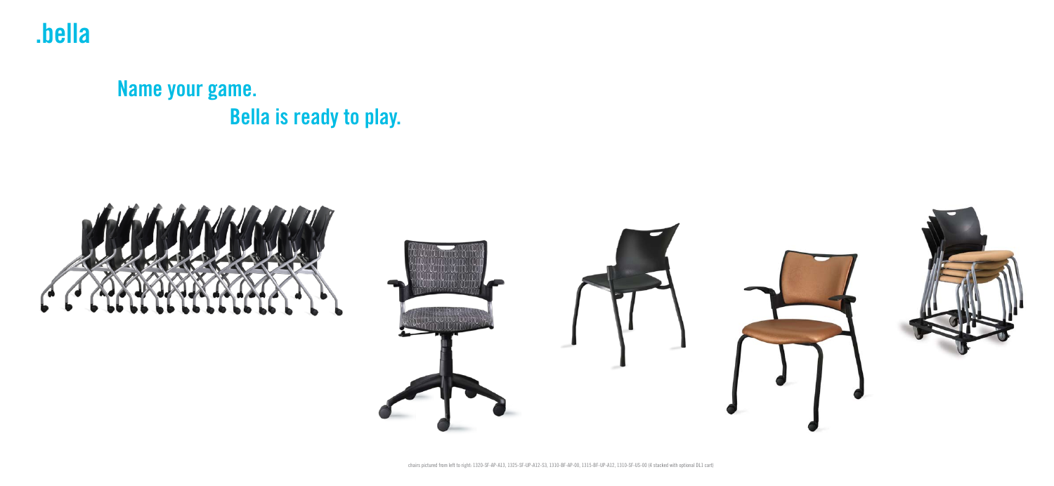# .bella

## Name your game.
## Bella is ready to play.

chairs pictured from left to right: 1320-SF-AP-A13, 1325-SF-UP-A12-S3, 1310-BF-AP-00, 1315-BF-UP-A12, 1310-SF-US-00 (4 stacked with optional DL1 cart)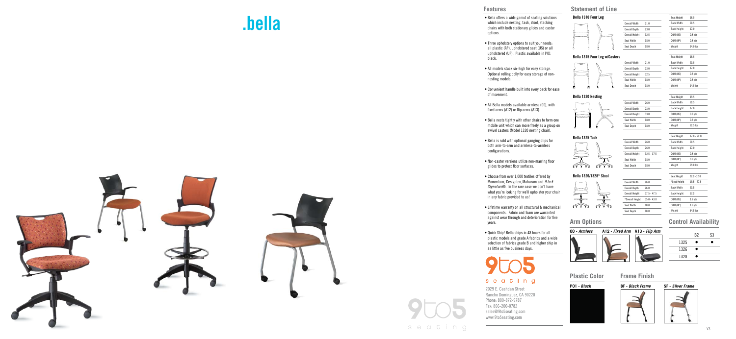# .bella

## Features

- Bella offers a wide gamut of seating solutions which include nesting, task, stool, stacking chairs with both stationary glides and caster options.
- Three upholstery options to suit your needs: all plastic (AP), upholstered seat (US) or all upholstered (UP). Plastic available in P01 black.
- All models stack six-high for easy storage. Optional rolling dolly for easy storage of non-nesting models.
- Convenient handle built into every back for ease of movement.
- All Bella models available armless (00), with fixed arms (A12) or flip arms (A13).
- Bella nests tightly with other chairs to form one mobile unit which can move freely as a group on swivel casters (Model 1320 nesting chair).
- Bella is sold with optional ganging clips for both arm-to-arm and armless-to-armless configurations.
- Non-caster versions utilize non-marring floor glides to protect floor surfaces.
- Choose from over 1,000 textiles offered by Momentum, Designtex, Maharam and *9 to 5 Signature*®. In the rare case we don't have what you're looking for we'll upholster your chair in any fabric provided to us!
- Lifetime warranty on all structural & mechanical components. Fabric and foam are warranted against wear through and deterioration for five years.
- Quick Ship! Bella ships in 48 hours for all plastic models and grade A fabrics and a wide selection of fabrics grade B and higher ship in as little as five business days.

9to5 seating

2029 E. Cashdan Street
Rancho Dominguez, CA 90220
Phone: 800-872-9787
Fax: 866-200-0782
sales@9to5seating.com
www.9to5seating.com

## Statement of Line

### Bella 1310 Four Leg

| | | | |
|---|---|---|---|
| Overall Width | 21.0 | Seat Height | 18.5 |
| Overall Depth | 23.0 | Back Width | 20.5 |
| Overall Height | 32.5 | Back Height | 17.0 |
| Seat Width | 18.0 | COM (US) | 0.8 yds |
| Seat Depth | 18.0 | COM (UP) | 0.8 yds |
| | | Weight | 14.0 lbs |

### Bella 1315 Four Leg w/Casters

| | | | |
|---|---|---|---|
| Overall Width | 21.0 | Seat Height | 18.5 |
| Overall Depth | 23.0 | Back Width | 20.5 |
| Overall Height | 32.5 | Back Height | 17.0 |
| Seat Width | 18.0 | COM (US) | 0.8 yds |
| Seat Depth | 18.0 | COM (UP) | 0.8 yds |
| | | Weight | 14.5 lbs |

### Bella 1320 Nesting

| | | | |
|---|---|---|---|
| Overall Width | 26.0 | Seat Height | 19.5 |
| Overall Depth | 23.0 | Back Width | 20.5 |
| Overall Height | 33.0 | Back Height | 17.0 |
| Seat Width | 18.0 | COM (US) | 0.8 yds |
| Seat Depth | 18.0 | COM (UP) | 0.8 yds |
| | | Weight | 22.5 lbs |

### Bella 1325 Task

| | | | |
|---|---|---|---|
| Overall Width | 26.0 | Seat Height | 17.0 - 22.0 |
| Overall Depth | 26.0 | Back Width | 20.5 |
| Overall Height | 32.5 - 37.5 | Back Height | 17.0 |
| Seat Width | 18.0 | COM (US) | 0.8 yds |
| Seat Depth | 18.0 | COM (UP) | 0.8 yds |
| | | Weight | 29.0 lbs |

### Bella 1326/1328* Stool

| | | | |
|---|---|---|---|
| Overall Width | 26.0 | Seat Height | 22.0 - 32.0 |
| Overall Depth | 26.0 | *Seat Height | 19.5 - 27.5 |
| Overall Height | 37.5 - 47.5 | Back Width | 20.5 |
| *Overall Height | 35.0 - 43.0 | Back Height | 17.0 |
| Seat Width | 18.0 | COM (US) | 0.8 yds |
| Seat Depth | 18.0 | COM (UP) | 0.8 yds |
| | | Weight | 34.5 lbs |

## Arm Options

00 - *Armless* A12 - *Fixed Arm* A13 - *Flip Arm*

## Control Availability

| | B2 | S3 |
|---|---|---|
| 1325 | ● | ● |
| 1326 | ● | |
| 1328 | ● | |

## Plastic Color

P01 - *Black*

## Frame Finish

BF - *Black Frame* SF - *Silver Frame*